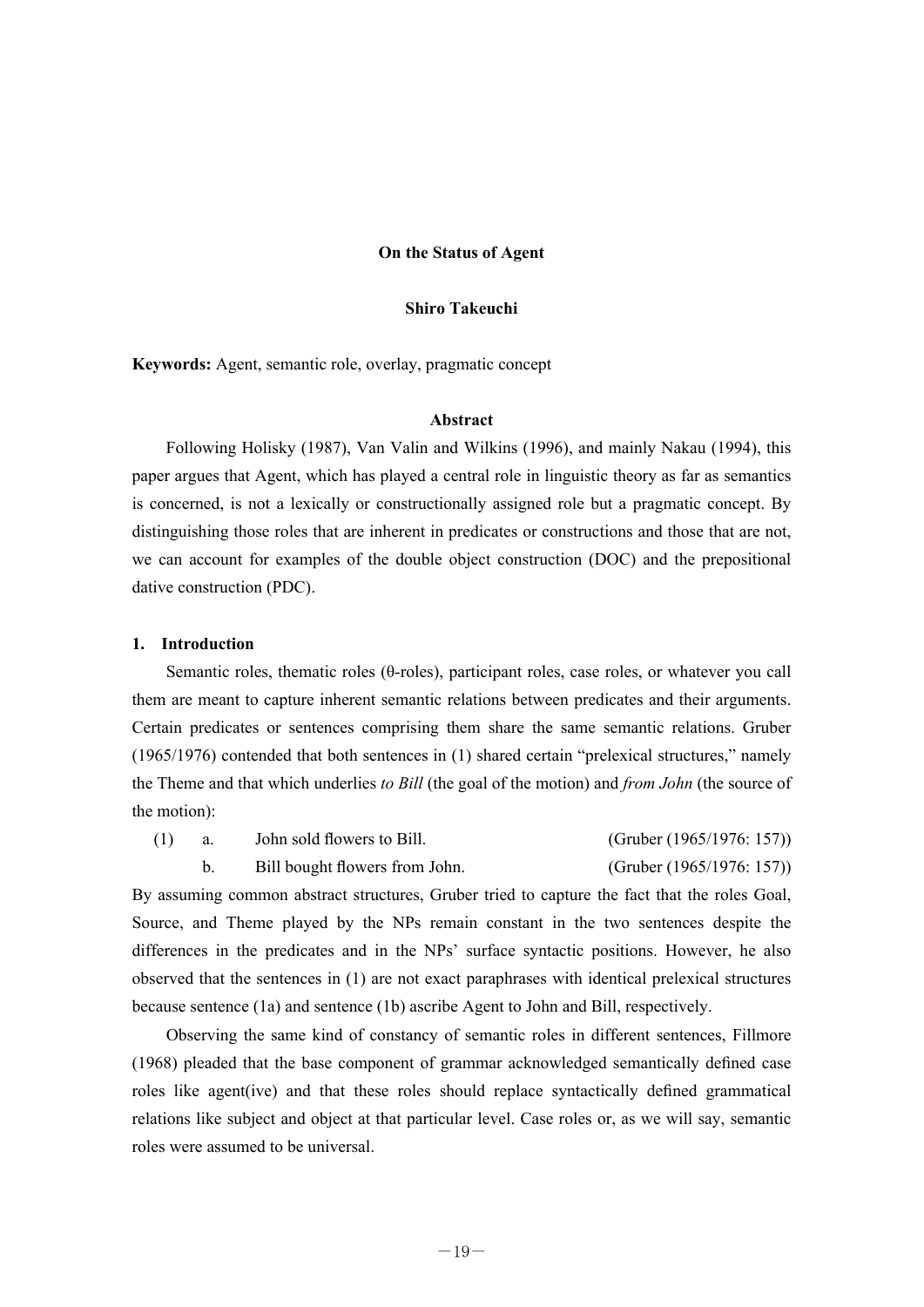# On the Status of Agent

**Shiro Takeuchi**

**Keywords:** Agent, semantic role, overlay, pragmatic concept

### Abstract

Following Holisky (1987), Van Valin and Wilkins (1996), and mainly Nakau (1994), this paper argues that Agent, which has played a central role in linguistic theory as far as semantics is concerned, is not a lexically or constructionally assigned role but a pragmatic concept. By distinguishing those roles that are inherent in predicates or constructions and those that are not, we can account for examples of the double object construction (DOC) and the prepositional dative construction (PDC).

## 1. Introduction

Semantic roles, thematic roles (θ-roles), participant roles, case roles, or whatever you call them are meant to capture inherent semantic relations between predicates and their arguments. Certain predicates or sentences comprising them share the same semantic relations. Gruber (1965/1976) contended that both sentences in (1) shared certain "prelexical structures," namely the Theme and that which underlies *to Bill* (the goal of the motion) and *from John* (the source of the motion):

(1) a. John sold flowers to Bill. (Gruber (1965/1976: 157))

b. Bill bought flowers from John. (Gruber (1965/1976: 157))

By assuming common abstract structures, Gruber tried to capture the fact that the roles Goal, Source, and Theme played by the NPs remain constant in the two sentences despite the differences in the predicates and in the NPs' surface syntactic positions. However, he also observed that the sentences in (1) are not exact paraphrases with identical prelexical structures because sentence (1a) and sentence (1b) ascribe Agent to John and Bill, respectively.

Observing the same kind of constancy of semantic roles in different sentences, Fillmore (1968) pleaded that the base component of grammar acknowledged semantically defined case roles like agent(ive) and that these roles should replace syntactically defined grammatical relations like subject and object at that particular level. Case roles or, as we will say, semantic roles were assumed to be universal.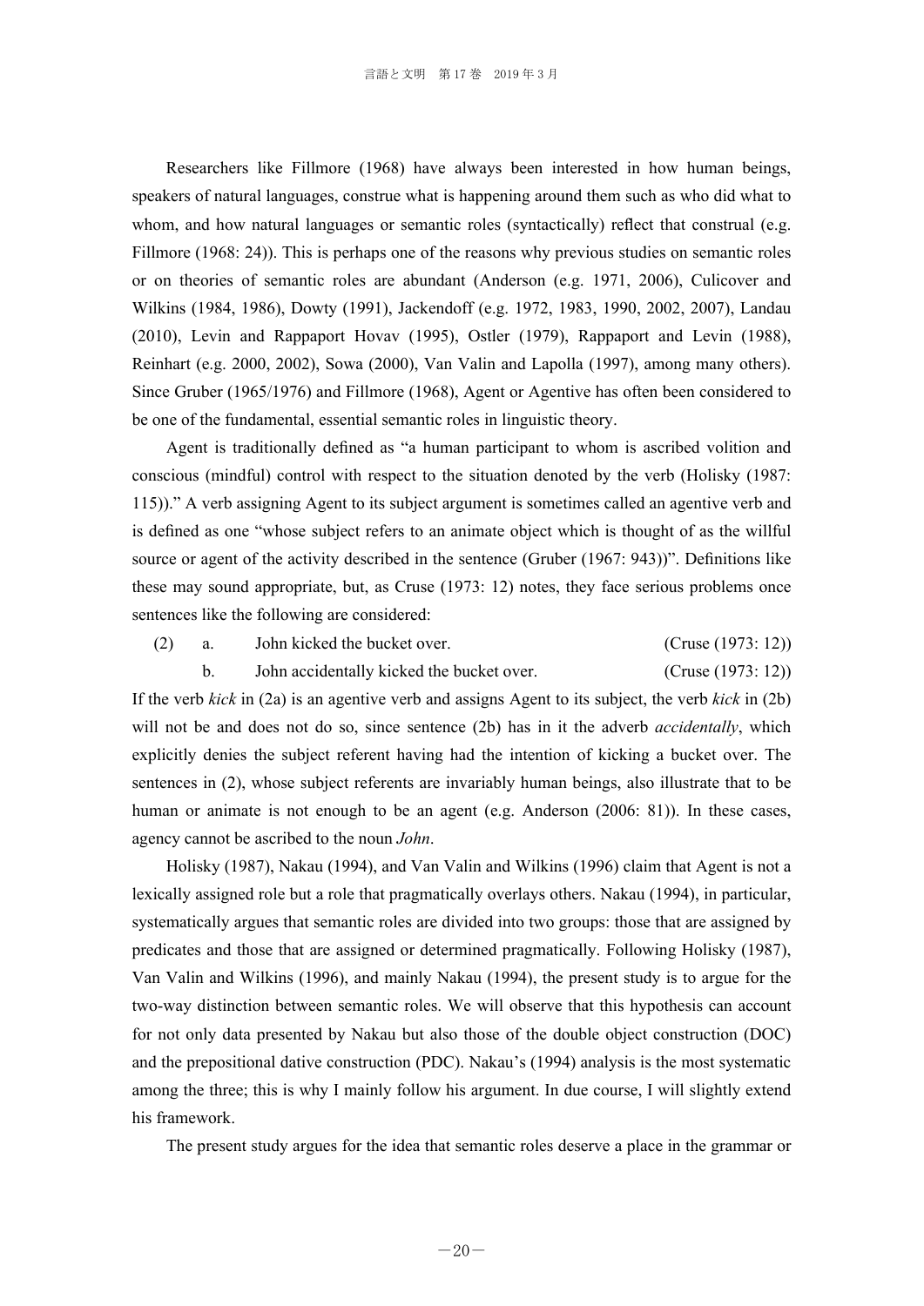Researchers like Fillmore (1968) have always been interested in how human beings, speakers of natural languages, construe what is happening around them such as who did what to whom, and how natural languages or semantic roles (syntactically) reflect that construal (e.g. Fillmore (1968: 24)). This is perhaps one of the reasons why previous studies on semantic roles or on theories of semantic roles are abundant (Anderson (e.g. 1971, 2006), Culicover and Wilkins (1984, 1986), Dowty (1991), Jackendoff (e.g. 1972, 1983, 1990, 2002, 2007), Landau (2010), Levin and Rappaport Hovav (1995), Ostler (1979), Rappaport and Levin (1988), Reinhart (e.g. 2000, 2002), Sowa (2000), Van Valin and Lapolla (1997), among many others). Since Gruber (1965/1976) and Fillmore (1968), Agent or Agentive has often been considered to be one of the fundamental, essential semantic roles in linguistic theory.

Agent is traditionally defined as "a human participant to whom is ascribed volition and conscious (mindful) control with respect to the situation denoted by the verb (Holisky (1987: 115))." A verb assigning Agent to its subject argument is sometimes called an agentive verb and is defined as one "whose subject refers to an animate object which is thought of as the willful source or agent of the activity described in the sentence (Gruber (1967: 943))". Definitions like these may sound appropriate, but, as Cruse (1973: 12) notes, they face serious problems once sentences like the following are considered:

(2) a. John kicked the bucket over. (Cruse (1973: 12))

b. John accidentally kicked the bucket over. (Cruse (1973: 12))

If the verb *kick* in (2a) is an agentive verb and assigns Agent to its subject, the verb *kick* in (2b) will not be and does not do so, since sentence (2b) has in it the adverb *accidentally*, which explicitly denies the subject referent having had the intention of kicking a bucket over. The sentences in (2), whose subject referents are invariably human beings, also illustrate that to be human or animate is not enough to be an agent (e.g. Anderson (2006: 81)). In these cases, agency cannot be ascribed to the noun *John*.

Holisky (1987), Nakau (1994), and Van Valin and Wilkins (1996) claim that Agent is not a lexically assigned role but a role that pragmatically overlays others. Nakau (1994), in particular, systematically argues that semantic roles are divided into two groups: those that are assigned by predicates and those that are assigned or determined pragmatically. Following Holisky (1987), Van Valin and Wilkins (1996), and mainly Nakau (1994), the present study is to argue for the two-way distinction between semantic roles. We will observe that this hypothesis can account for not only data presented by Nakau but also those of the double object construction (DOC) and the prepositional dative construction (PDC). Nakau's (1994) analysis is the most systematic among the three; this is why I mainly follow his argument. In due course, I will slightly extend his framework.

The present study argues for the idea that semantic roles deserve a place in the grammar or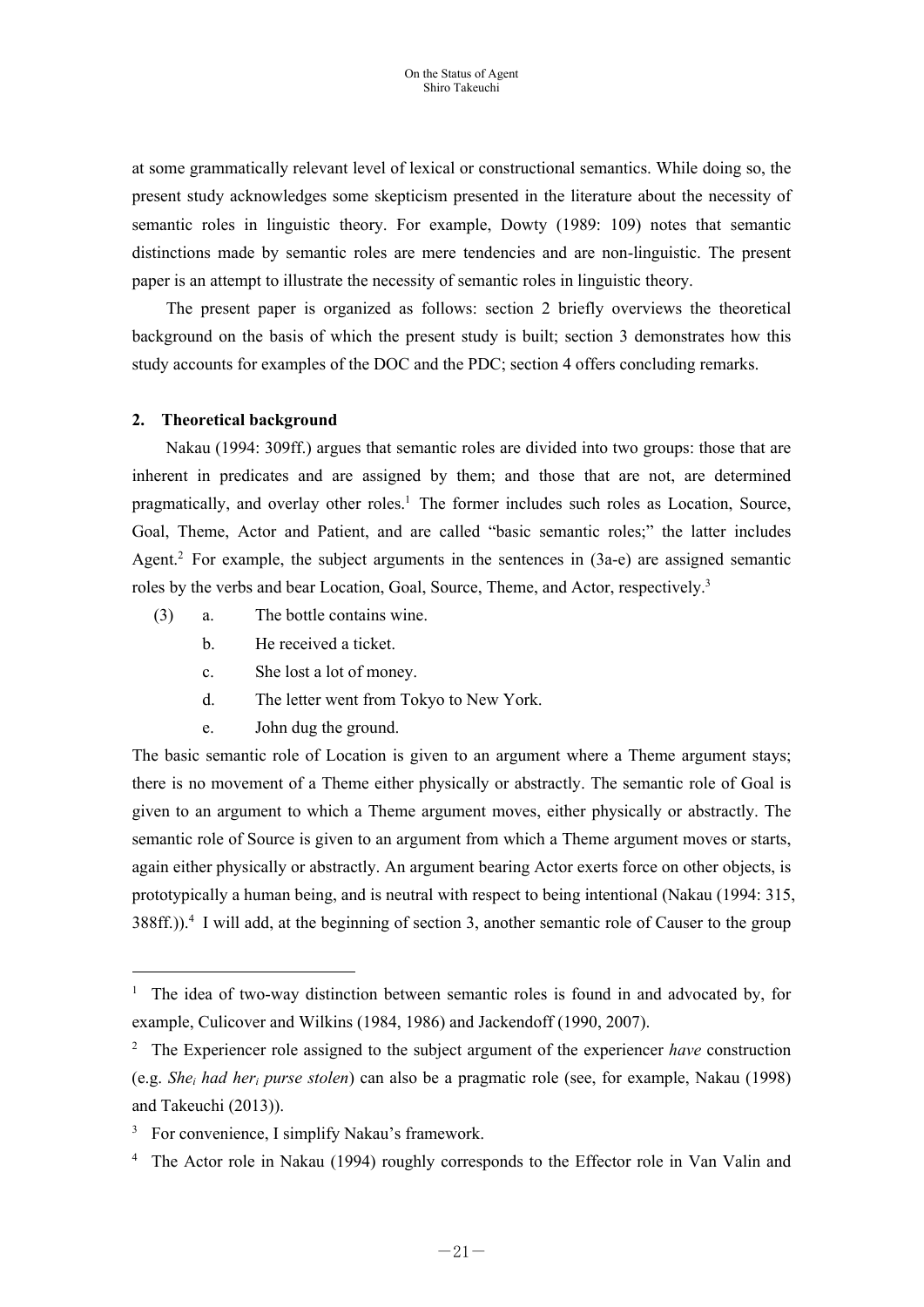at some grammatically relevant level of lexical or constructional semantics. While doing so, the present study acknowledges some skepticism presented in the literature about the necessity of semantic roles in linguistic theory. For example, Dowty (1989: 109) notes that semantic distinctions made by semantic roles are mere tendencies and are non-linguistic. The present paper is an attempt to illustrate the necessity of semantic roles in linguistic theory.

The present paper is organized as follows: section 2 briefly overviews the theoretical background on the basis of which the present study is built; section 3 demonstrates how this study accounts for examples of the DOC and the PDC; section 4 offers concluding remarks.

## 2. Theoretical background

Nakau (1994: 309ff.) argues that semantic roles are divided into two groups: those that are inherent in predicates and are assigned by them; and those that are not, are determined pragmatically, and overlay other roles.[1] The former includes such roles as Location, Source, Goal, Theme, Actor and Patient, and are called "basic semantic roles;" the latter includes Agent.[2] For example, the subject arguments in the sentences in (3a-e) are assigned semantic roles by the verbs and bear Location, Goal, Source, Theme, and Actor, respectively.[3]

(3) a. The bottle contains wine.
    b. He received a ticket.
    c. She lost a lot of money.
    d. The letter went from Tokyo to New York.
    e. John dug the ground.

The basic semantic role of Location is given to an argument where a Theme argument stays; there is no movement of a Theme either physically or abstractly. The semantic role of Goal is given to an argument to which a Theme argument moves, either physically or abstractly. The semantic role of Source is given to an argument from which a Theme argument moves or starts, again either physically or abstractly. An argument bearing Actor exerts force on other objects, is prototypically a human being, and is neutral with respect to being intentional (Nakau (1994: 315, 388ff.)).[4] I will add, at the beginning of section 3, another semantic role of Causer to the group

---

[1] The idea of two-way distinction between semantic roles is found in and advocated by, for example, Culicover and Wilkins (1984, 1986) and Jackendoff (1990, 2007).

[2] The Experiencer role assigned to the subject argument of the experiencer *have* construction (e.g. *She$_i$ had her$_i$ purse stolen*) can also be a pragmatic role (see, for example, Nakau (1998) and Takeuchi (2013)).

[3] For convenience, I simplify Nakau's framework.

[4] The Actor role in Nakau (1994) roughly corresponds to the Effector role in Van Valin and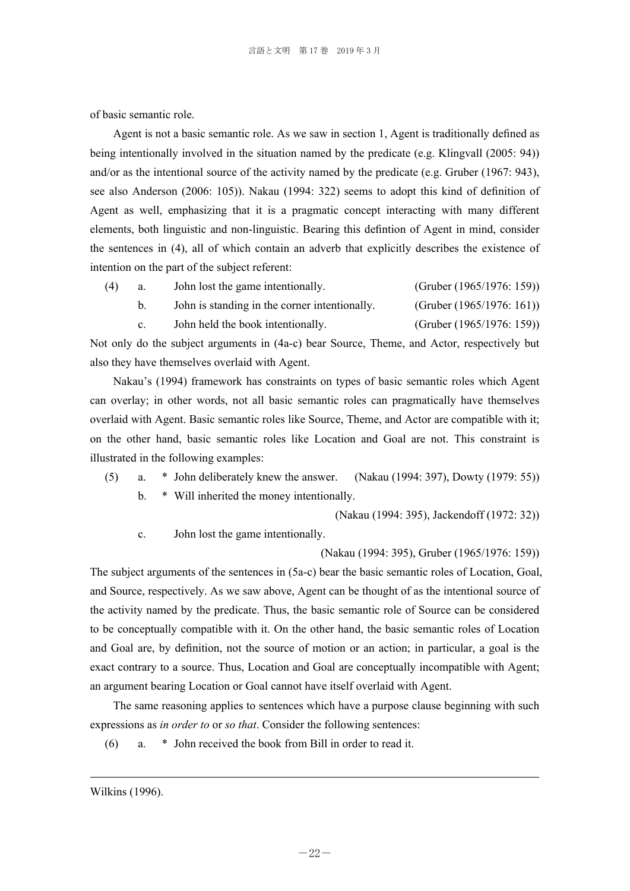of basic semantic role.

Agent is not a basic semantic role. As we saw in section 1, Agent is traditionally defined as being intentionally involved in the situation named by the predicate (e.g. Klingvall (2005: 94)) and/or as the intentional source of the activity named by the predicate (e.g. Gruber (1967: 943), see also Anderson (2006: 105)). Nakau (1994: 322) seems to adopt this kind of definition of Agent as well, emphasizing that it is a pragmatic concept interacting with many different elements, both linguistic and non-linguistic. Bearing this defintion of Agent in mind, consider the sentences in (4), all of which contain an adverb that explicitly describes the existence of intention on the part of the subject referent:

(4) a. John lost the game intentionally. (Gruber (1965/1976: 159))
 b. John is standing in the corner intentionally. (Gruber (1965/1976: 161))
 c. John held the book intentionally. (Gruber (1965/1976: 159))

Not only do the subject arguments in (4a-c) bear Source, Theme, and Actor, respectively but also they have themselves overlaid with Agent.

Nakau's (1994) framework has constraints on types of basic semantic roles which Agent can overlay; in other words, not all basic semantic roles can pragmatically have themselves overlaid with Agent. Basic semantic roles like Source, Theme, and Actor are compatible with it; on the other hand, basic semantic roles like Location and Goal are not. This constraint is illustrated in the following examples:

(5) a. * John deliberately knew the answer. (Nakau (1994: 397), Dowty (1979: 55))
 b. * Will inherited the money intentionally. (Nakau (1994: 395), Jackendoff (1972: 32))
 c. John lost the game intentionally. (Nakau (1994: 395), Gruber (1965/1976: 159))

The subject arguments of the sentences in (5a-c) bear the basic semantic roles of Location, Goal, and Source, respectively. As we saw above, Agent can be thought of as the intentional source of the activity named by the predicate. Thus, the basic semantic role of Source can be considered to be conceptually compatible with it. On the other hand, the basic semantic roles of Location and Goal are, by definition, not the source of motion or an action; in particular, a goal is the exact contrary to a source. Thus, Location and Goal are conceptually incompatible with Agent; an argument bearing Location or Goal cannot have itself overlaid with Agent.

The same reasoning applies to sentences which have a purpose clause beginning with such expressions as *in order to* or *so that*. Consider the following sentences:

(6) a. * John received the book from Bill in order to read it.

---

Wilkins (1996).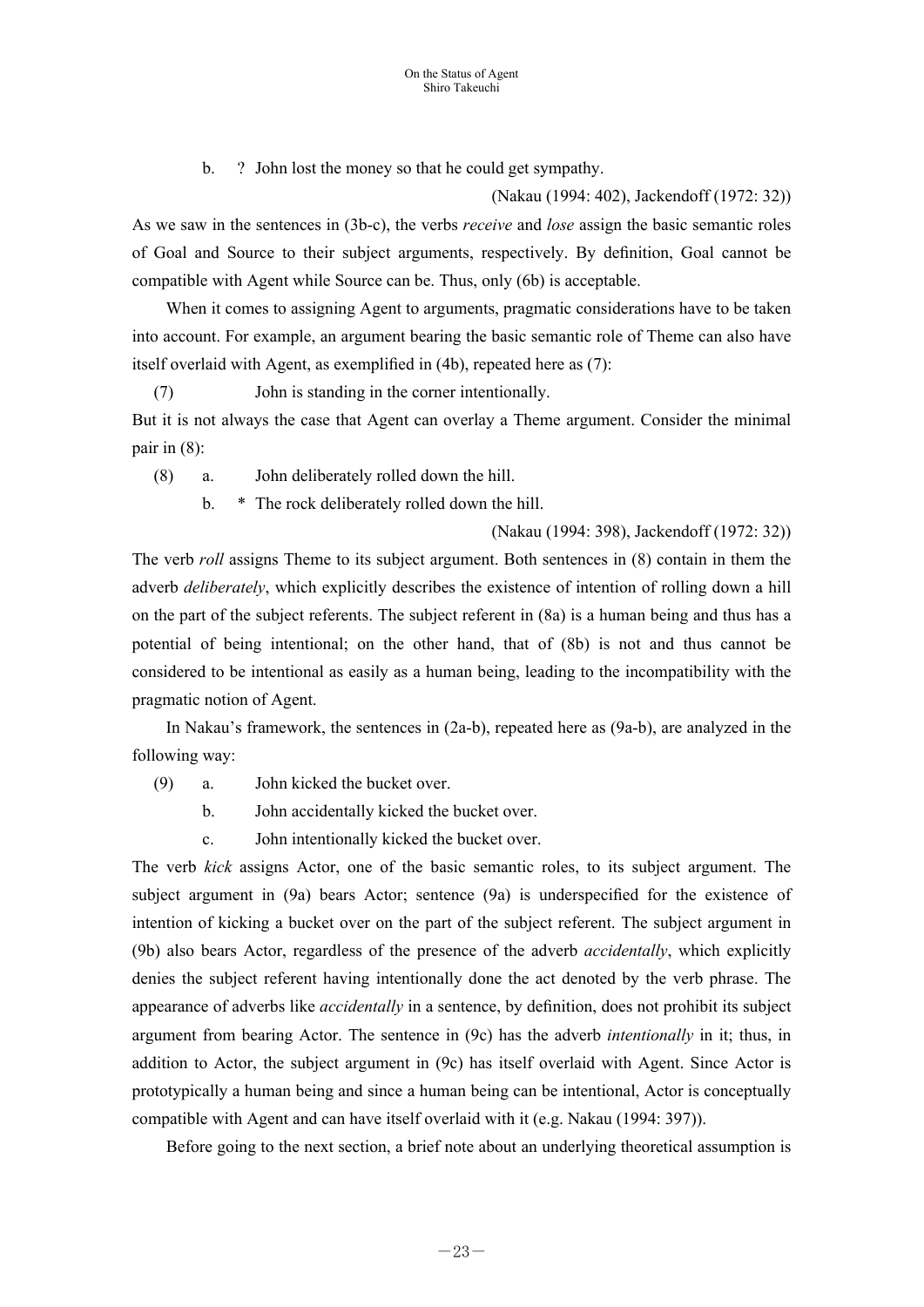b. ? John lost the money so that he could get sympathy.

(Nakau (1994: 402), Jackendoff (1972: 32))

As we saw in the sentences in (3b-c), the verbs *receive* and *lose* assign the basic semantic roles of Goal and Source to their subject arguments, respectively. By definition, Goal cannot be compatible with Agent while Source can be. Thus, only (6b) is acceptable.

When it comes to assigning Agent to arguments, pragmatic considerations have to be taken into account. For example, an argument bearing the basic semantic role of Theme can also have itself overlaid with Agent, as exemplified in (4b), repeated here as (7):

(7) John is standing in the corner intentionally.

But it is not always the case that Agent can overlay a Theme argument. Consider the minimal pair in (8):

(8) a. John deliberately rolled down the hill.

b. * The rock deliberately rolled down the hill.

(Nakau (1994: 398), Jackendoff (1972: 32))

The verb *roll* assigns Theme to its subject argument. Both sentences in (8) contain in them the adverb *deliberately*, which explicitly describes the existence of intention of rolling down a hill on the part of the subject referents. The subject referent in (8a) is a human being and thus has a potential of being intentional; on the other hand, that of (8b) is not and thus cannot be considered to be intentional as easily as a human being, leading to the incompatibility with the pragmatic notion of Agent.

In Nakau's framework, the sentences in (2a-b), repeated here as (9a-b), are analyzed in the following way:

(9) a. John kicked the bucket over.

b. John accidentally kicked the bucket over.

c. John intentionally kicked the bucket over.

The verb *kick* assigns Actor, one of the basic semantic roles, to its subject argument. The subject argument in (9a) bears Actor; sentence (9a) is underspecified for the existence of intention of kicking a bucket over on the part of the subject referent. The subject argument in (9b) also bears Actor, regardless of the presence of the adverb *accidentally*, which explicitly denies the subject referent having intentionally done the act denoted by the verb phrase. The appearance of adverbs like *accidentally* in a sentence, by definition, does not prohibit its subject argument from bearing Actor. The sentence in (9c) has the adverb *intentionally* in it; thus, in addition to Actor, the subject argument in (9c) has itself overlaid with Agent. Since Actor is prototypically a human being and since a human being can be intentional, Actor is conceptually compatible with Agent and can have itself overlaid with it (e.g. Nakau (1994: 397)).

Before going to the next section, a brief note about an underlying theoretical assumption is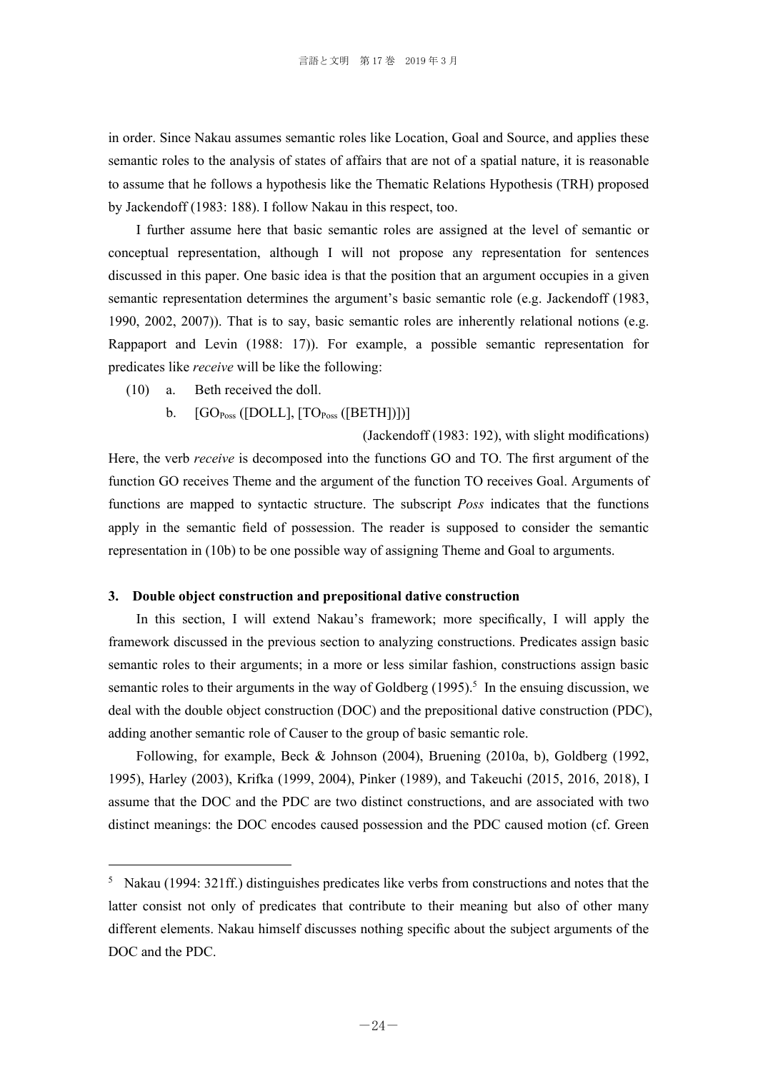in order. Since Nakau assumes semantic roles like Location, Goal and Source, and applies these semantic roles to the analysis of states of affairs that are not of a spatial nature, it is reasonable to assume that he follows a hypothesis like the Thematic Relations Hypothesis (TRH) proposed by Jackendoff (1983: 188). I follow Nakau in this respect, too.

I further assume here that basic semantic roles are assigned at the level of semantic or conceptual representation, although I will not propose any representation for sentences discussed in this paper. One basic idea is that the position that an argument occupies in a given semantic representation determines the argument's basic semantic role (e.g. Jackendoff (1983, 1990, 2002, 2007)). That is to say, basic semantic roles are inherently relational notions (e.g. Rappaport and Levin (1988: 17)). For example, a possible semantic representation for predicates like *receive* will be like the following:

(10) a. Beth received the doll.

b. $[\text{GO}_{Poss}$ ([DOLL], $[\text{TO}_{Poss}$ ([BETH])])]

(Jackendoff (1983: 192), with slight modifications)

Here, the verb *receive* is decomposed into the functions GO and TO. The first argument of the function GO receives Theme and the argument of the function TO receives Goal. Arguments of functions are mapped to syntactic structure. The subscript *Poss* indicates that the functions apply in the semantic field of possession. The reader is supposed to consider the semantic representation in (10b) to be one possible way of assigning Theme and Goal to arguments.

## 3. Double object construction and prepositional dative construction

In this section, I will extend Nakau's framework; more specifically, I will apply the framework discussed in the previous section to analyzing constructions. Predicates assign basic semantic roles to their arguments; in a more or less similar fashion, constructions assign basic semantic roles to their arguments in the way of Goldberg (1995).[5] In the ensuing discussion, we deal with the double object construction (DOC) and the prepositional dative construction (PDC), adding another semantic role of Causer to the group of basic semantic role.

Following, for example, Beck & Johnson (2004), Bruening (2010a, b), Goldberg (1992, 1995), Harley (2003), Krifka (1999, 2004), Pinker (1989), and Takeuchi (2015, 2016, 2018), I assume that the DOC and the PDC are two distinct constructions, and are associated with two distinct meanings: the DOC encodes caused possession and the PDC caused motion (cf. Green

---

[5] Nakau (1994: 321ff.) distinguishes predicates like verbs from constructions and notes that the latter consist not only of predicates that contribute to their meaning but also of other many different elements. Nakau himself discusses nothing specific about the subject arguments of the DOC and the PDC.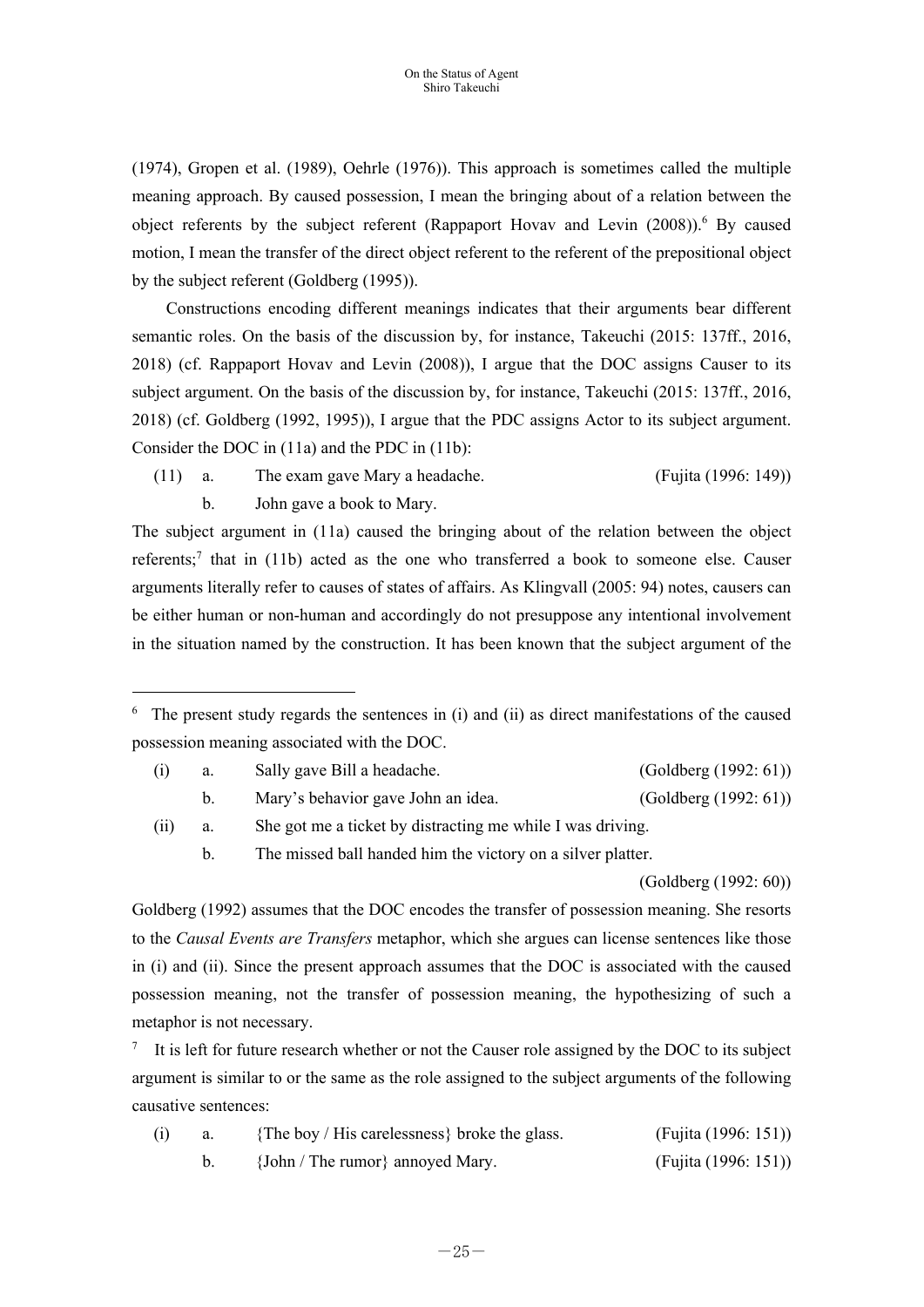(1974), Gropen et al. (1989), Oehrle (1976)). This approach is sometimes called the multiple meaning approach. By caused possession, I mean the bringing about of a relation between the object referents by the subject referent (Rappaport Hovav and Levin (2008)).[6] By caused motion, I mean the transfer of the direct object referent to the referent of the prepositional object by the subject referent (Goldberg (1995)).

Constructions encoding different meanings indicates that their arguments bear different semantic roles. On the basis of the discussion by, for instance, Takeuchi (2015: 137ff., 2016, 2018) (cf. Rappaport Hovav and Levin (2008)), I argue that the DOC assigns Causer to its subject argument. On the basis of the discussion by, for instance, Takeuchi (2015: 137ff., 2016, 2018) (cf. Goldberg (1992, 1995)), I argue that the PDC assigns Actor to its subject argument. Consider the DOC in (11a) and the PDC in (11b):

(11) a. The exam gave Mary a headache. (Fujita (1996: 149))
     b. John gave a book to Mary.

The subject argument in (11a) caused the bringing about of the relation between the object referents;[7] that in (11b) acted as the one who transferred a book to someone else. Causer arguments literally refer to causes of states of affairs. As Klingvall (2005: 94) notes, causers can be either human or non-human and accordingly do not presuppose any intentional involvement in the situation named by the construction. It has been known that the subject argument of the

---

[6] The present study regards the sentences in (i) and (ii) as direct manifestations of the caused possession meaning associated with the DOC.

(i) a. Sally gave Bill a headache. (Goldberg (1992: 61))
    b. Mary's behavior gave John an idea. (Goldberg (1992: 61))

(ii) a. She got me a ticket by distracting me while I was driving.
     b. The missed ball handed him the victory on a silver platter. (Goldberg (1992: 60))

Goldberg (1992) assumes that the DOC encodes the transfer of possession meaning. She resorts to the *Causal Events are Transfers* metaphor, which she argues can license sentences like those in (i) and (ii). Since the present approach assumes that the DOC is associated with the caused possession meaning, not the transfer of possession meaning, the hypothesizing of such a metaphor is not necessary.

[7] It is left for future research whether or not the Causer role assigned by the DOC to its subject argument is similar to or the same as the role assigned to the subject arguments of the following causative sentences:

(i) a. {The boy / His carelessness} broke the glass. (Fujita (1996: 151))
    b. {John / The rumor} annoyed Mary. (Fujita (1996: 151))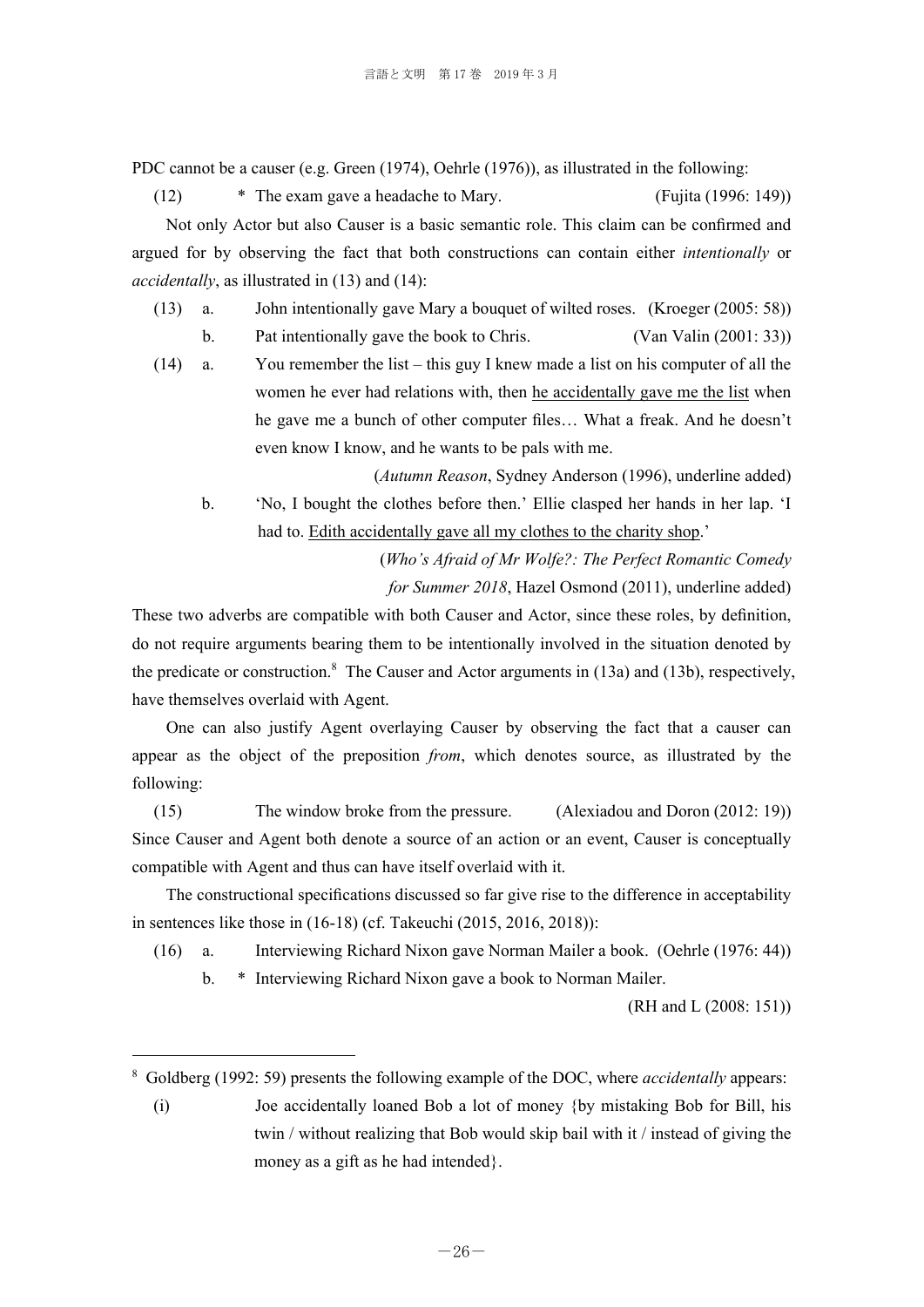PDC cannot be a causer (e.g. Green (1974), Oehrle (1976)), as illustrated in the following:

(12) * The exam gave a headache to Mary. (Fujita (1996: 149))

Not only Actor but also Causer is a basic semantic role. This claim can be confirmed and argued for by observing the fact that both constructions can contain either *intentionally* or *accidentally*, as illustrated in (13) and (14):

(13) a. John intentionally gave Mary a bouquet of wilted roses. (Kroeger (2005: 58))

b. Pat intentionally gave the book to Chris. (Van Valin (2001: 33))

(14) a. You remember the list – this guy I knew made a list on his computer of all the women he ever had relations with, then <u>he accidentally gave me the list</u> when he gave me a bunch of other computer files… What a freak. And he doesn't even know I know, and he wants to be pals with me.

(*Autumn Reason*, Sydney Anderson (1996), underline added)

b. 'No, I bought the clothes before then.' Ellie clasped her hands in her lap. 'I had to. <u>Edith accidentally gave all my clothes to the charity shop</u>.'

(*Who's Afraid of Mr Wolfe?: The Perfect Romantic Comedy for Summer 2018*, Hazel Osmond (2011), underline added)

These two adverbs are compatible with both Causer and Actor, since these roles, by definition, do not require arguments bearing them to be intentionally involved in the situation denoted by the predicate or construction.[8] The Causer and Actor arguments in (13a) and (13b), respectively, have themselves overlaid with Agent.

One can also justify Agent overlaying Causer by observing the fact that a causer can appear as the object of the preposition *from*, which denotes source, as illustrated by the following:

(15) The window broke from the pressure. (Alexiadou and Doron (2012: 19))

Since Causer and Agent both denote a source of an action or an event, Causer is conceptually compatible with Agent and thus can have itself overlaid with it.

The constructional specifications discussed so far give rise to the difference in acceptability in sentences like those in (16-18) (cf. Takeuchi (2015, 2016, 2018)):

(16) a. Interviewing Richard Nixon gave Norman Mailer a book. (Oehrle (1976: 44))

b. * Interviewing Richard Nixon gave a book to Norman Mailer.

(RH and L (2008: 151))

---

[8] Goldberg (1992: 59) presents the following example of the DOC, where *accidentally* appears:

(i) Joe accidentally loaned Bob a lot of money {by mistaking Bob for Bill, his twin / without realizing that Bob would skip bail with it / instead of giving the money as a gift as he had intended}.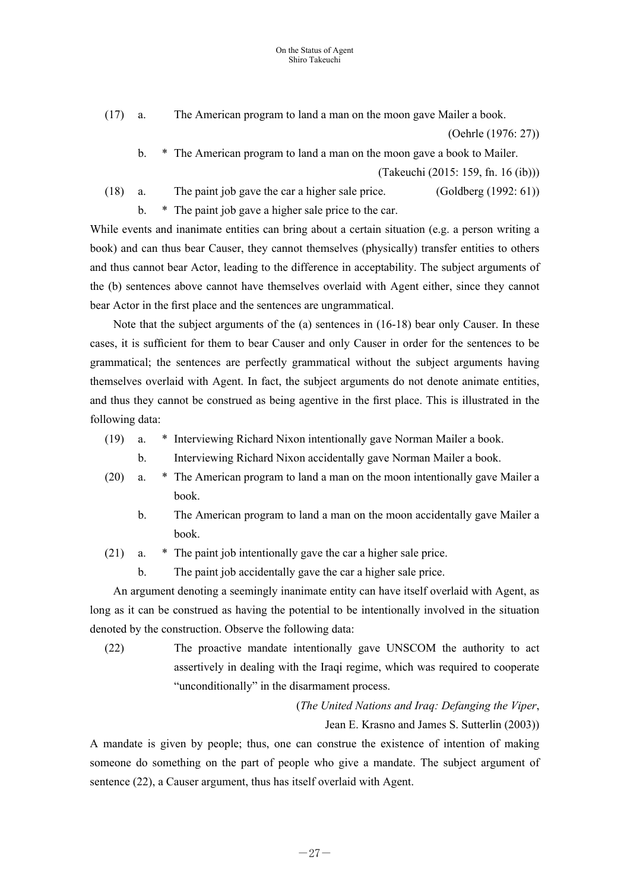(17) a. The American program to land a man on the moon gave Mailer a book. (Oehrle (1976: 27))

b. * The American program to land a man on the moon gave a book to Mailer. (Takeuchi (2015: 159, fn. 16 (ib)))

(18) a. The paint job gave the car a higher sale price. (Goldberg (1992: 61))

b. * The paint job gave a higher sale price to the car.

While events and inanimate entities can bring about a certain situation (e.g. a person writing a book) and can thus bear Causer, they cannot themselves (physically) transfer entities to others and thus cannot bear Actor, leading to the difference in acceptability. The subject arguments of the (b) sentences above cannot have themselves overlaid with Agent either, since they cannot bear Actor in the first place and the sentences are ungrammatical.

Note that the subject arguments of the (a) sentences in (16-18) bear only Causer. In these cases, it is sufficient for them to bear Causer and only Causer in order for the sentences to be grammatical; the sentences are perfectly grammatical without the subject arguments having themselves overlaid with Agent. In fact, the subject arguments do not denote animate entities, and thus they cannot be construed as being agentive in the first place. This is illustrated in the following data:

(19) a. * Interviewing Richard Nixon intentionally gave Norman Mailer a book.

b. Interviewing Richard Nixon accidentally gave Norman Mailer a book.

(20) a. * The American program to land a man on the moon intentionally gave Mailer a book.

b. The American program to land a man on the moon accidentally gave Mailer a book.

(21) a. * The paint job intentionally gave the car a higher sale price.

b. The paint job accidentally gave the car a higher sale price.

An argument denoting a seemingly inanimate entity can have itself overlaid with Agent, as long as it can be construed as having the potential to be intentionally involved in the situation denoted by the construction. Observe the following data:

(22) The proactive mandate intentionally gave UNSCOM the authority to act assertively in dealing with the Iraqi regime, which was required to cooperate "unconditionally" in the disarmament process.

(*The United Nations and Iraq: Defanging the Viper*, Jean E. Krasno and James S. Sutterlin (2003))

A mandate is given by people; thus, one can construe the existence of intention of making someone do something on the part of people who give a mandate. The subject argument of sentence (22), a Causer argument, thus has itself overlaid with Agent.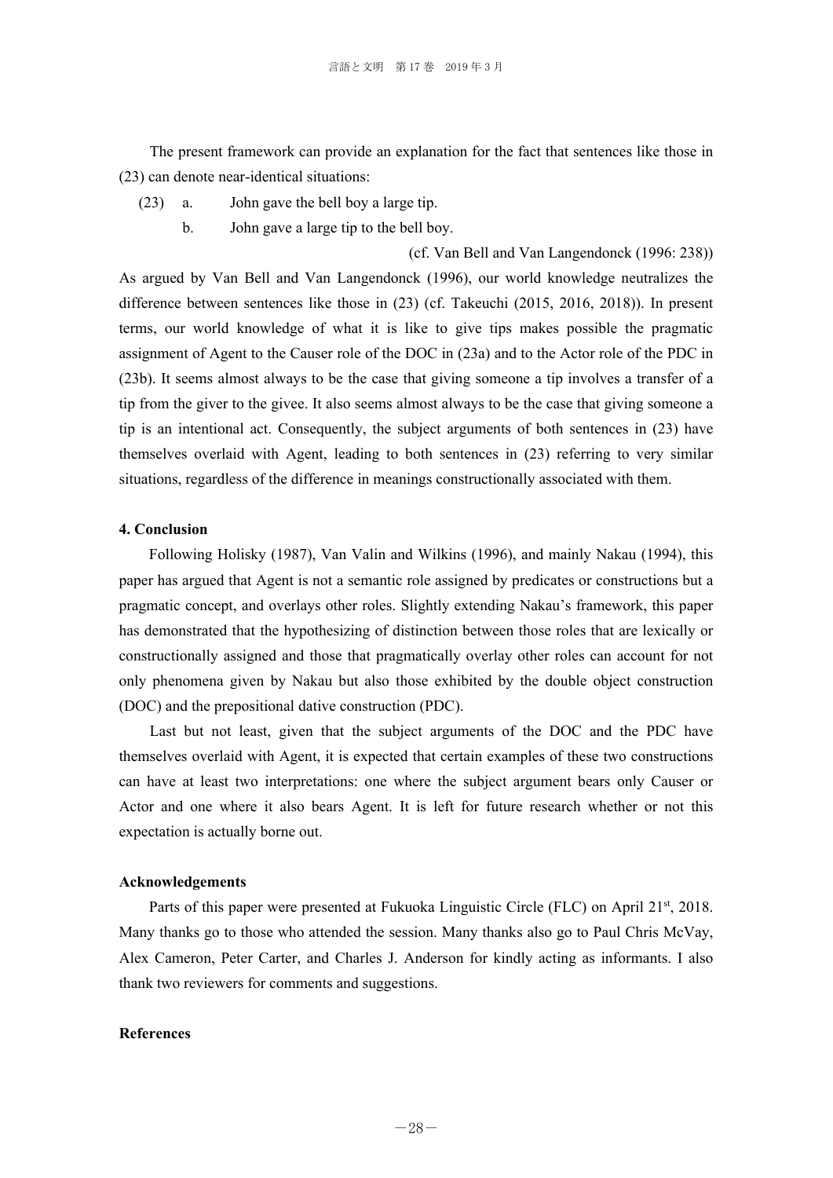The present framework can provide an explanation for the fact that sentences like those in (23) can denote near-identical situations:

(23) a. John gave the bell boy a large tip.

b. John gave a large tip to the bell boy.

(cf. Van Bell and Van Langendonck (1996: 238))

As argued by Van Bell and Van Langendonck (1996), our world knowledge neutralizes the difference between sentences like those in (23) (cf. Takeuchi (2015, 2016, 2018)). In present terms, our world knowledge of what it is like to give tips makes possible the pragmatic assignment of Agent to the Causer role of the DOC in (23a) and to the Actor role of the PDC in (23b). It seems almost always to be the case that giving someone a tip involves a transfer of a tip from the giver to the givee. It also seems almost always to be the case that giving someone a tip is an intentional act. Consequently, the subject arguments of both sentences in (23) have themselves overlaid with Agent, leading to both sentences in (23) referring to very similar situations, regardless of the difference in meanings constructionally associated with them.

## 4. Conclusion

Following Holisky (1987), Van Valin and Wilkins (1996), and mainly Nakau (1994), this paper has argued that Agent is not a semantic role assigned by predicates or constructions but a pragmatic concept, and overlays other roles. Slightly extending Nakau's framework, this paper has demonstrated that the hypothesizing of distinction between those roles that are lexically or constructionally assigned and those that pragmatically overlay other roles can account for not only phenomena given by Nakau but also those exhibited by the double object construction (DOC) and the prepositional dative construction (PDC).

Last but not least, given that the subject arguments of the DOC and the PDC have themselves overlaid with Agent, it is expected that certain examples of these two constructions can have at least two interpretations: one where the subject argument bears only Causer or Actor and one where it also bears Agent. It is left for future research whether or not this expectation is actually borne out.

## Acknowledgements

Parts of this paper were presented at Fukuoka Linguistic Circle (FLC) on April 21st, 2018. Many thanks go to those who attended the session. Many thanks also go to Paul Chris McVay, Alex Cameron, Peter Carter, and Charles J. Anderson for kindly acting as informants. I also thank two reviewers for comments and suggestions.

## References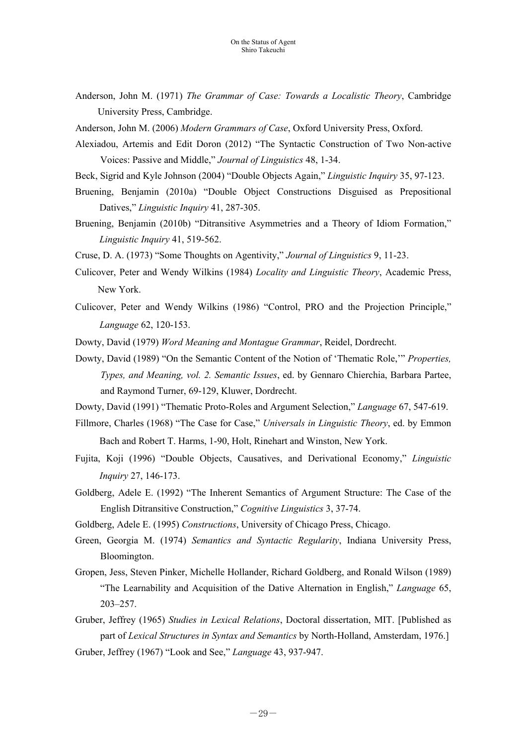Anderson, John M. (1971) *The Grammar of Case: Towards a Localistic Theory*, Cambridge University Press, Cambridge.

Anderson, John M. (2006) *Modern Grammars of Case*, Oxford University Press, Oxford.

Alexiadou, Artemis and Edit Doron (2012) "The Syntactic Construction of Two Non-active Voices: Passive and Middle," *Journal of Linguistics* 48, 1-34.

Beck, Sigrid and Kyle Johnson (2004) "Double Objects Again," *Linguistic Inquiry* 35, 97-123.

Bruening, Benjamin (2010a) "Double Object Constructions Disguised as Prepositional Datives," *Linguistic Inquiry* 41, 287-305.

Bruening, Benjamin (2010b) "Ditransitive Asymmetries and a Theory of Idiom Formation," *Linguistic Inquiry* 41, 519-562.

Cruse, D. A. (1973) "Some Thoughts on Agentivity," *Journal of Linguistics* 9, 11-23.

Culicover, Peter and Wendy Wilkins (1984) *Locality and Linguistic Theory*, Academic Press, New York.

Culicover, Peter and Wendy Wilkins (1986) "Control, PRO and the Projection Principle," *Language* 62, 120-153.

Dowty, David (1979) *Word Meaning and Montague Grammar*, Reidel, Dordrecht.

Dowty, David (1989) "On the Semantic Content of the Notion of 'Thematic Role,'" *Properties, Types, and Meaning, vol. 2. Semantic Issues*, ed. by Gennaro Chierchia, Barbara Partee, and Raymond Turner, 69-129, Kluwer, Dordrecht.

Dowty, David (1991) "Thematic Proto-Roles and Argument Selection," *Language* 67, 547-619.

Fillmore, Charles (1968) "The Case for Case," *Universals in Linguistic Theory*, ed. by Emmon Bach and Robert T. Harms, 1-90, Holt, Rinehart and Winston, New York.

Fujita, Koji (1996) "Double Objects, Causatives, and Derivational Economy," *Linguistic Inquiry* 27, 146-173.

Goldberg, Adele E. (1992) "The Inherent Semantics of Argument Structure: The Case of the English Ditransitive Construction," *Cognitive Linguistics* 3, 37-74.

Goldberg, Adele E. (1995) *Constructions*, University of Chicago Press, Chicago.

Green, Georgia M. (1974) *Semantics and Syntactic Regularity*, Indiana University Press, Bloomington.

Gropen, Jess, Steven Pinker, Michelle Hollander, Richard Goldberg, and Ronald Wilson (1989) "The Learnability and Acquisition of the Dative Alternation in English," *Language* 65, 203–257.

Gruber, Jeffrey (1965) *Studies in Lexical Relations*, Doctoral dissertation, MIT. [Published as part of *Lexical Structures in Syntax and Semantics* by North-Holland, Amsterdam, 1976.]

Gruber, Jeffrey (1967) "Look and See," *Language* 43, 937-947.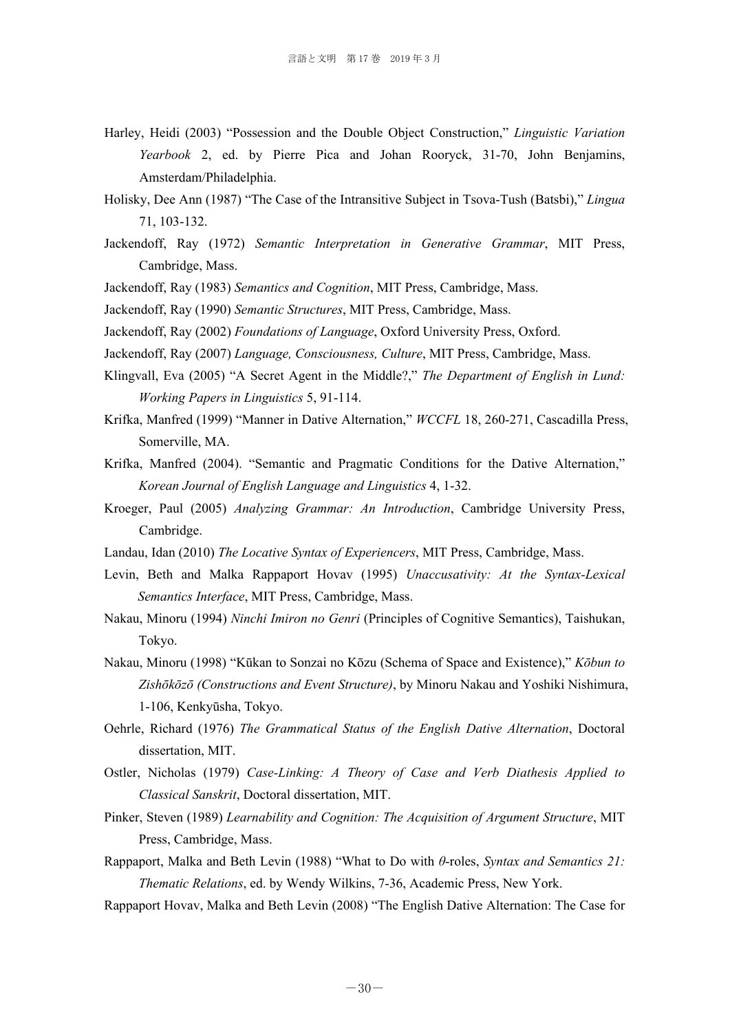Harley, Heidi (2003) "Possession and the Double Object Construction," *Linguistic Variation Yearbook* 2, ed. by Pierre Pica and Johan Rooryck, 31-70, John Benjamins, Amsterdam/Philadelphia.

Holisky, Dee Ann (1987) "The Case of the Intransitive Subject in Tsova-Tush (Batsbi)," *Lingua* 71, 103-132.

Jackendoff, Ray (1972) *Semantic Interpretation in Generative Grammar*, MIT Press, Cambridge, Mass.

Jackendoff, Ray (1983) *Semantics and Cognition*, MIT Press, Cambridge, Mass.

Jackendoff, Ray (1990) *Semantic Structures*, MIT Press, Cambridge, Mass.

Jackendoff, Ray (2002) *Foundations of Language*, Oxford University Press, Oxford.

Jackendoff, Ray (2007) *Language, Consciousness, Culture*, MIT Press, Cambridge, Mass.

Klingvall, Eva (2005) "A Secret Agent in the Middle?," *The Department of English in Lund: Working Papers in Linguistics* 5, 91-114.

Krifka, Manfred (1999) "Manner in Dative Alternation," *WCCFL* 18, 260-271, Cascadilla Press, Somerville, MA.

Krifka, Manfred (2004). "Semantic and Pragmatic Conditions for the Dative Alternation," *Korean Journal of English Language and Linguistics* 4, 1-32.

Kroeger, Paul (2005) *Analyzing Grammar: An Introduction*, Cambridge University Press, Cambridge.

Landau, Idan (2010) *The Locative Syntax of Experiencers*, MIT Press, Cambridge, Mass.

Levin, Beth and Malka Rappaport Hovav (1995) *Unaccusativity: At the Syntax-Lexical Semantics Interface*, MIT Press, Cambridge, Mass.

Nakau, Minoru (1994) *Ninchi Imiron no Genri* (Principles of Cognitive Semantics), Taishukan, Tokyo.

Nakau, Minoru (1998) "Kūkan to Sonzai no Kōzu (Schema of Space and Existence)," *Kōbun to Zishōkōzō (Constructions and Event Structure)*, by Minoru Nakau and Yoshiki Nishimura, 1-106, Kenkyūsha, Tokyo.

Oehrle, Richard (1976) *The Grammatical Status of the English Dative Alternation*, Doctoral dissertation, MIT.

Ostler, Nicholas (1979) *Case-Linking: A Theory of Case and Verb Diathesis Applied to Classical Sanskrit*, Doctoral dissertation, MIT.

Pinker, Steven (1989) *Learnability and Cognition: The Acquisition of Argument Structure*, MIT Press, Cambridge, Mass.

Rappaport, Malka and Beth Levin (1988) "What to Do with $\theta$-roles, *Syntax and Semantics 21: Thematic Relations*, ed. by Wendy Wilkins, 7-36, Academic Press, New York.

Rappaport Hovav, Malka and Beth Levin (2008) "The English Dative Alternation: The Case for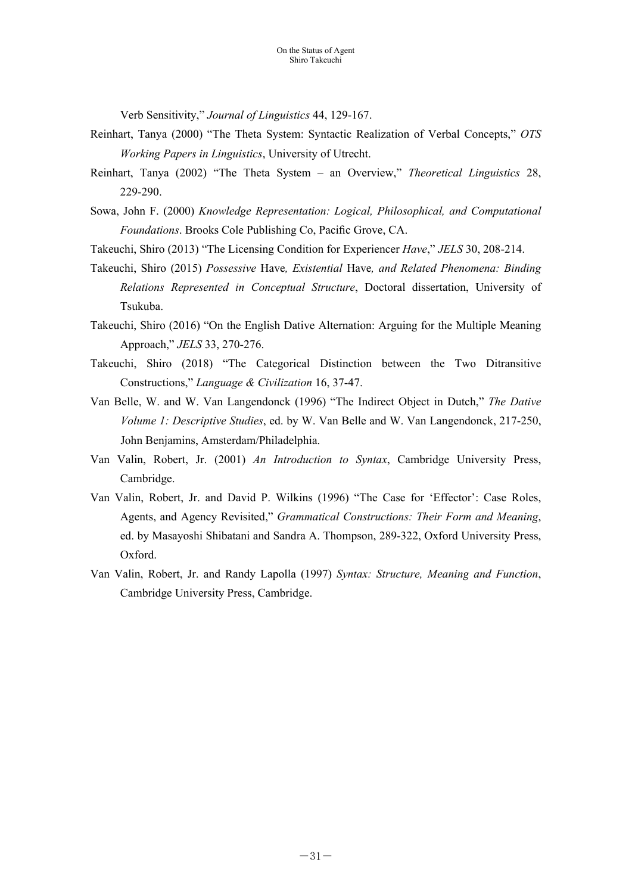Verb Sensitivity," *Journal of Linguistics* 44, 129-167.

Reinhart, Tanya (2000) "The Theta System: Syntactic Realization of Verbal Concepts," *OTS Working Papers in Linguistics*, University of Utrecht.

Reinhart, Tanya (2002) "The Theta System – an Overview," *Theoretical Linguistics* 28, 229-290.

Sowa, John F. (2000) *Knowledge Representation: Logical, Philosophical, and Computational Foundations*. Brooks Cole Publishing Co, Pacific Grove, CA.

Takeuchi, Shiro (2013) "The Licensing Condition for Experiencer *Have*," *JELS* 30, 208-214.

Takeuchi, Shiro (2015) *Possessive* Have*, Existential* Have*, and Related Phenomena: Binding Relations Represented in Conceptual Structure*, Doctoral dissertation, University of Tsukuba.

Takeuchi, Shiro (2016) "On the English Dative Alternation: Arguing for the Multiple Meaning Approach," *JELS* 33, 270-276.

Takeuchi, Shiro (2018) "The Categorical Distinction between the Two Ditransitive Constructions," *Language & Civilization* 16, 37-47.

Van Belle, W. and W. Van Langendonck (1996) "The Indirect Object in Dutch," *The Dative Volume 1: Descriptive Studies*, ed. by W. Van Belle and W. Van Langendonck, 217-250, John Benjamins, Amsterdam/Philadelphia.

Van Valin, Robert, Jr. (2001) *An Introduction to Syntax*, Cambridge University Press, Cambridge.

Van Valin, Robert, Jr. and David P. Wilkins (1996) "The Case for 'Effector': Case Roles, Agents, and Agency Revisited," *Grammatical Constructions: Their Form and Meaning*, ed. by Masayoshi Shibatani and Sandra A. Thompson, 289-322, Oxford University Press, Oxford.

Van Valin, Robert, Jr. and Randy Lapolla (1997) *Syntax: Structure, Meaning and Function*, Cambridge University Press, Cambridge.